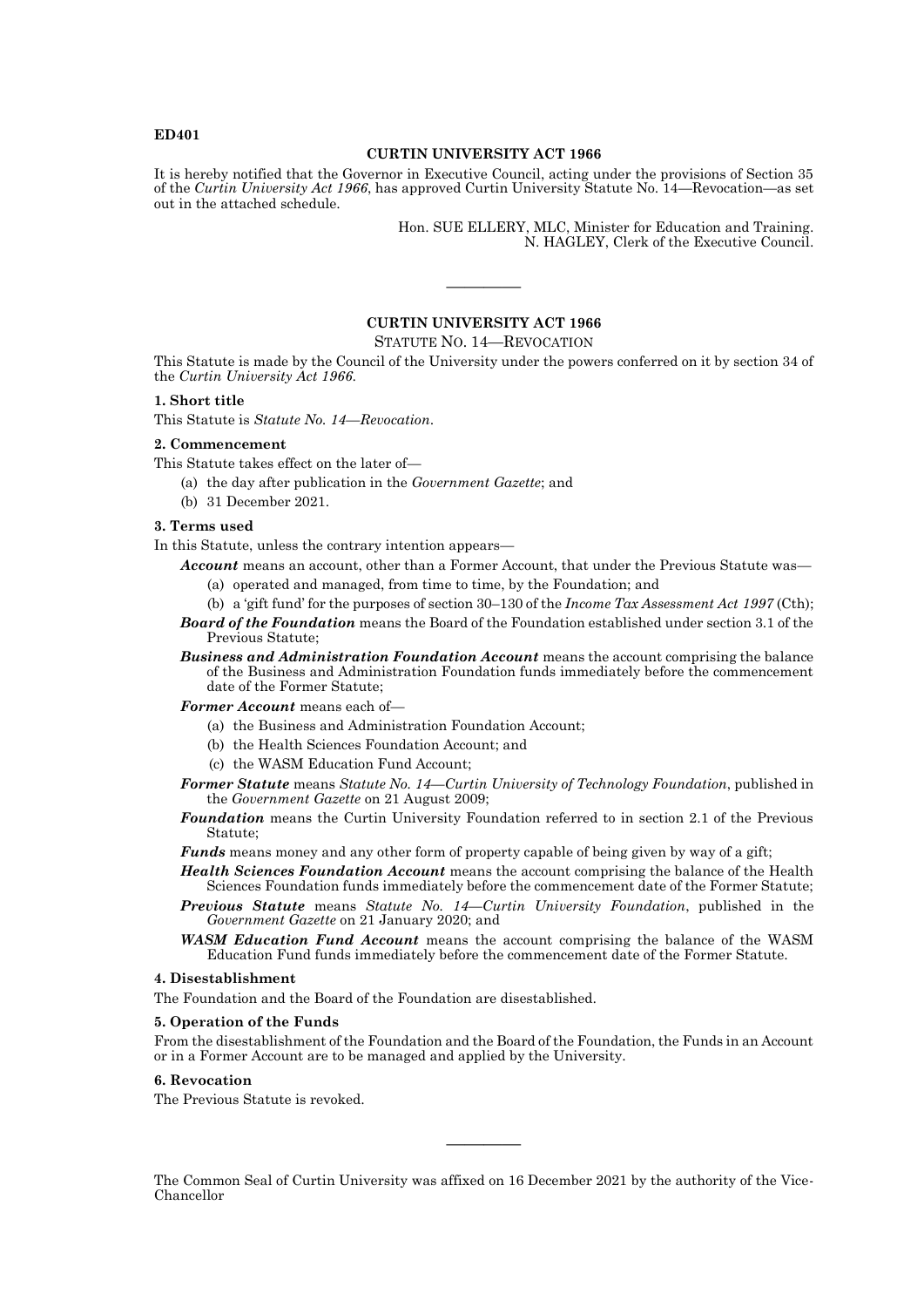**ED401**

## CURTIN UNIVERSITY ACT 1966

It is hereby notified that the Governor in Executive Council, acting under the provisions of Section 35 of the *Curtin University Act 1966*, has approved Curtin University Statute No. 14—Revocation—as set out in the attached schedule.

Hon. SUE ELLERY, MLC, Minister for Education and Training.
N. HAGLEY, Clerk of the Executive Council.

---

## CURTIN UNIVERSITY ACT 1966

STATUTE NO. 14—REVOCATION

This Statute is made by the Council of the University under the powers conferred on it by section 34 of the *Curtin University Act 1966*.

### 1. Short title

This Statute is *Statute No. 14—Revocation*.

### 2. Commencement

This Statute takes effect on the later of—

(a) the day after publication in the *Government Gazette*; and

(b) 31 December 2021.

### 3. Terms used

In this Statute, unless the contrary intention appears—

***Account*** means an account, other than a Former Account, that under the Previous Statute was—

(a) operated and managed, from time to time, by the Foundation; and

(b) a 'gift fund' for the purposes of section 30–130 of the *Income Tax Assessment Act 1997* (Cth);

***Board of the Foundation*** means the Board of the Foundation established under section 3.1 of the Previous Statute;

***Business and Administration Foundation Account*** means the account comprising the balance of the Business and Administration Foundation funds immediately before the commencement date of the Former Statute;

***Former Account*** means each of—

(a) the Business and Administration Foundation Account;

(b) the Health Sciences Foundation Account; and

(c) the WASM Education Fund Account;

***Former Statute*** means *Statute No. 14—Curtin University of Technology Foundation*, published in the *Government Gazette* on 21 August 2009;

***Foundation*** means the Curtin University Foundation referred to in section 2.1 of the Previous Statute;

***Funds*** means money and any other form of property capable of being given by way of a gift;

***Health Sciences Foundation Account*** means the account comprising the balance of the Health Sciences Foundation funds immediately before the commencement date of the Former Statute;

***Previous Statute*** means *Statute No. 14—Curtin University Foundation*, published in the *Government Gazette* on 21 January 2020; and

***WASM Education Fund Account*** means the account comprising the balance of the WASM Education Fund funds immediately before the commencement date of the Former Statute.

### 4. Disestablishment

The Foundation and the Board of the Foundation are disestablished.

### 5. Operation of the Funds

From the disestablishment of the Foundation and the Board of the Foundation, the Funds in an Account or in a Former Account are to be managed and applied by the University.

### 6. Revocation

The Previous Statute is revoked.

---

The Common Seal of Curtin University was affixed on 16 December 2021 by the authority of the Vice-Chancellor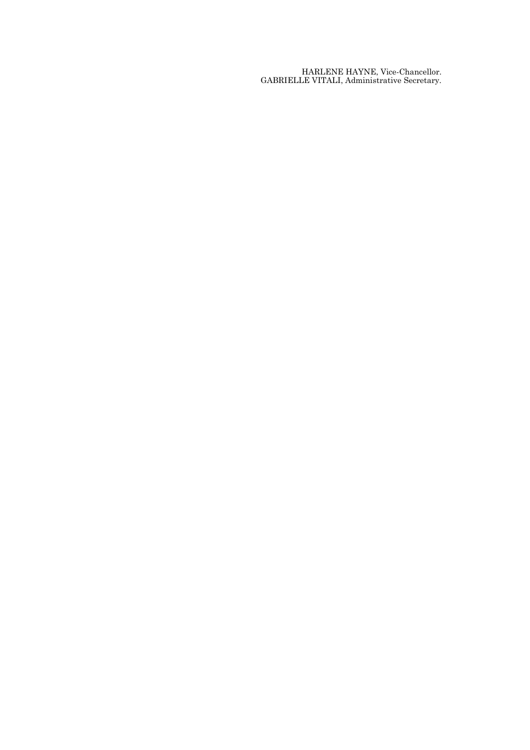HARLENE HAYNE, Vice-Chancellor.
GABRIELLE VITALI, Administrative Secretary.